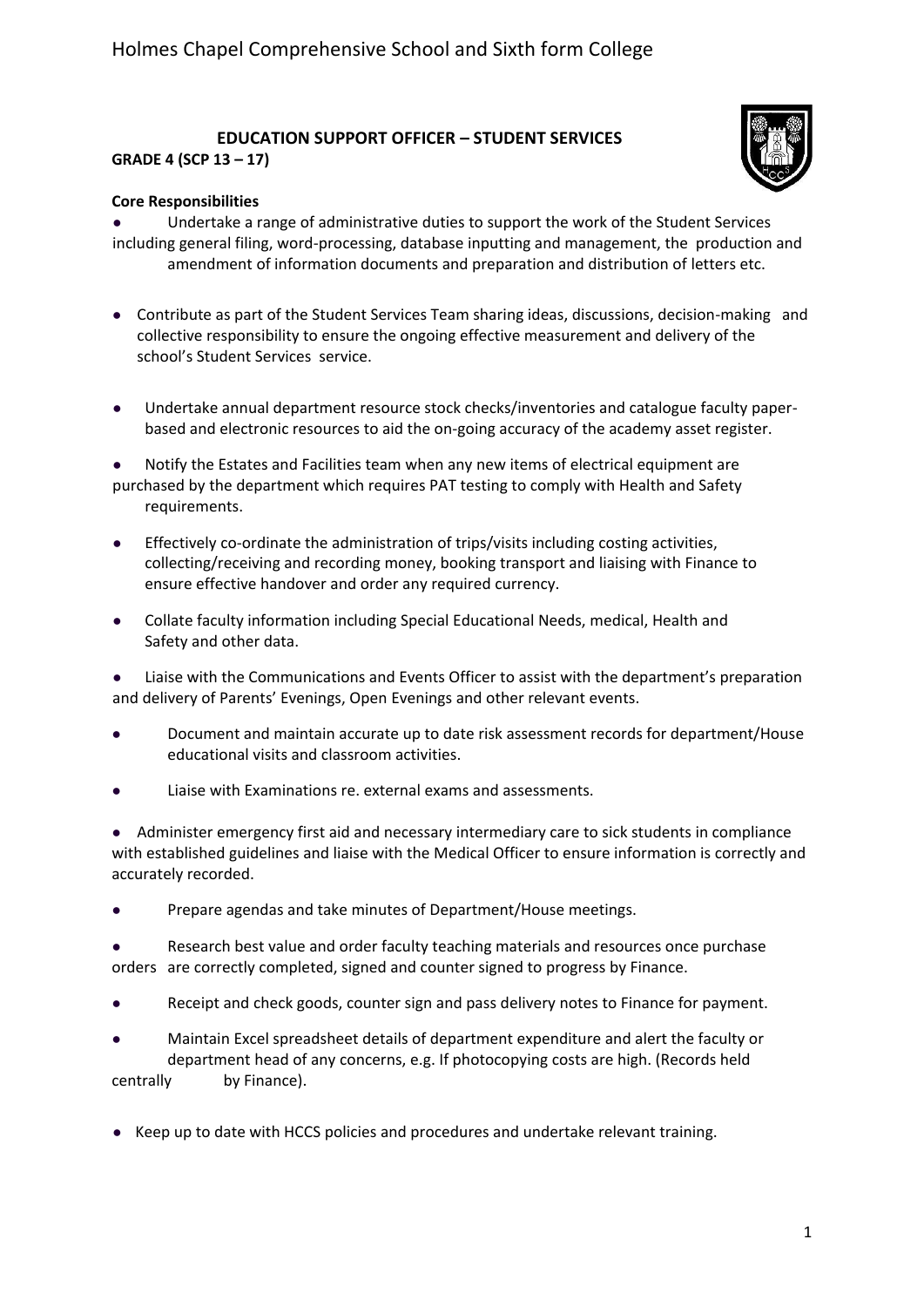# Holmes Chapel Comprehensive School and Sixth form College

## EDUCATION SUPPORT OFFICER – STUDENT SERVICES

**GRADE 4 (SCP 13 – 17)**

**Core Responsibilities**

- Undertake a range of administrative duties to support the work of the Student Services including general filing, word-processing, database inputting and management, the production and amendment of information documents and preparation and distribution of letters etc.
- Contribute as part of the Student Services Team sharing ideas, discussions, decision-making and collective responsibility to ensure the ongoing effective measurement and delivery of the school's Student Services service.
- Undertake annual department resource stock checks/inventories and catalogue faculty paper-based and electronic resources to aid the on-going accuracy of the academy asset register.
- Notify the Estates and Facilities team when any new items of electrical equipment are purchased by the department which requires PAT testing to comply with Health and Safety requirements.
- Effectively co-ordinate the administration of trips/visits including costing activities, collecting/receiving and recording money, booking transport and liaising with Finance to ensure effective handover and order any required currency.
- Collate faculty information including Special Educational Needs, medical, Health and Safety and other data.
- Liaise with the Communications and Events Officer to assist with the department's preparation and delivery of Parents' Evenings, Open Evenings and other relevant events.
- Document and maintain accurate up to date risk assessment records for department/House educational visits and classroom activities.
- Liaise with Examinations re. external exams and assessments.
- Administer emergency first aid and necessary intermediary care to sick students in compliance with established guidelines and liaise with the Medical Officer to ensure information is correctly and accurately recorded.
- Prepare agendas and take minutes of Department/House meetings.
- Research best value and order faculty teaching materials and resources once purchase orders are correctly completed, signed and counter signed to progress by Finance.
- Receipt and check goods, counter sign and pass delivery notes to Finance for payment.
- Maintain Excel spreadsheet details of department expenditure and alert the faculty or department head of any concerns, e.g. If photocopying costs are high. (Records held centrally by Finance).
- Keep up to date with HCCS policies and procedures and undertake relevant training.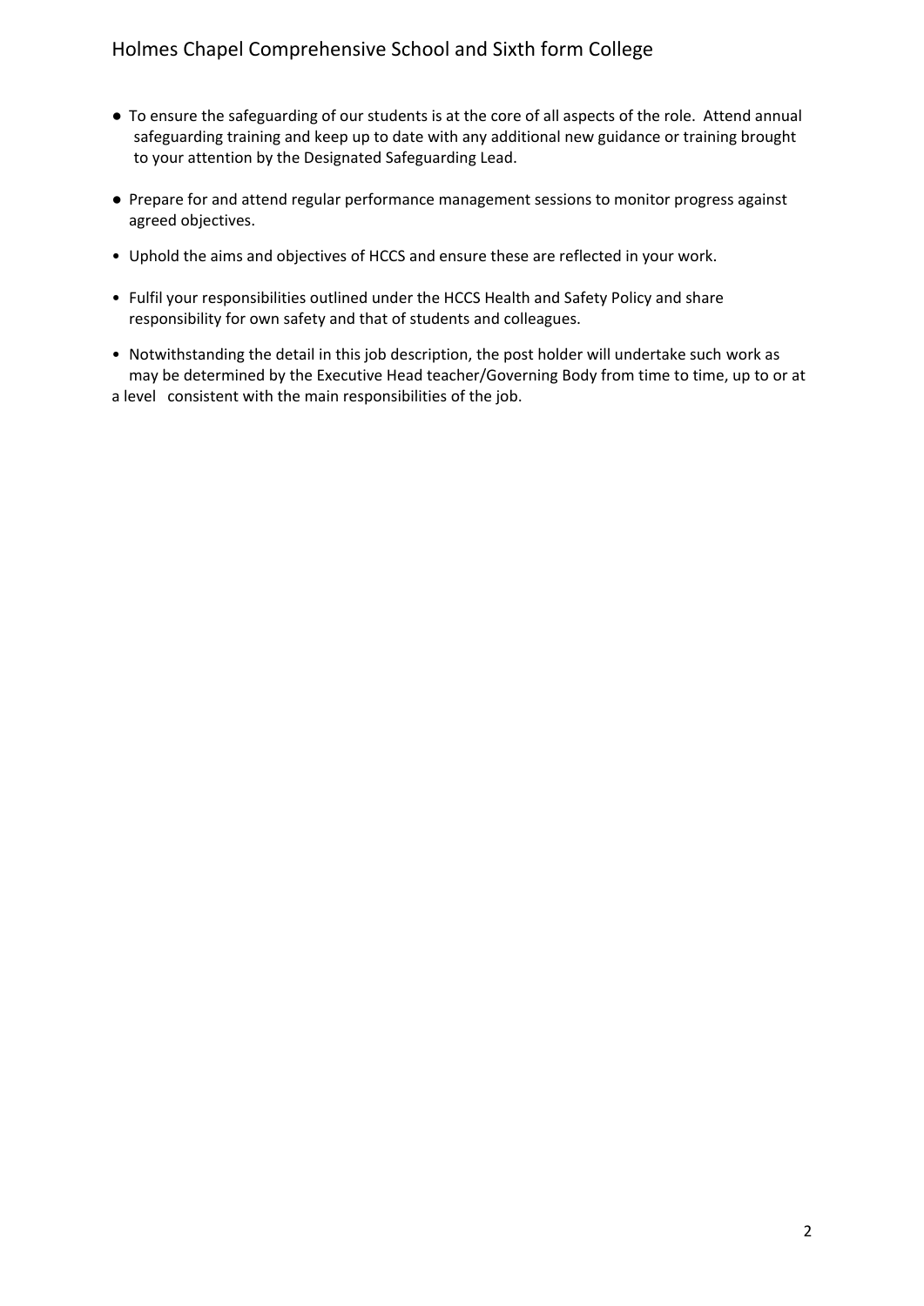- To ensure the safeguarding of our students is at the core of all aspects of the role. Attend annual safeguarding training and keep up to date with any additional new guidance or training brought to your attention by the Designated Safeguarding Lead.
- Prepare for and attend regular performance management sessions to monitor progress against agreed objectives.
- Uphold the aims and objectives of HCCS and ensure these are reflected in your work.
- Fulfil your responsibilities outlined under the HCCS Health and Safety Policy and share responsibility for own safety and that of students and colleagues.
- Notwithstanding the detail in this job description, the post holder will undertake such work as may be determined by the Executive Head teacher/Governing Body from time to time, up to or at a level consistent with the main responsibilities of the job.